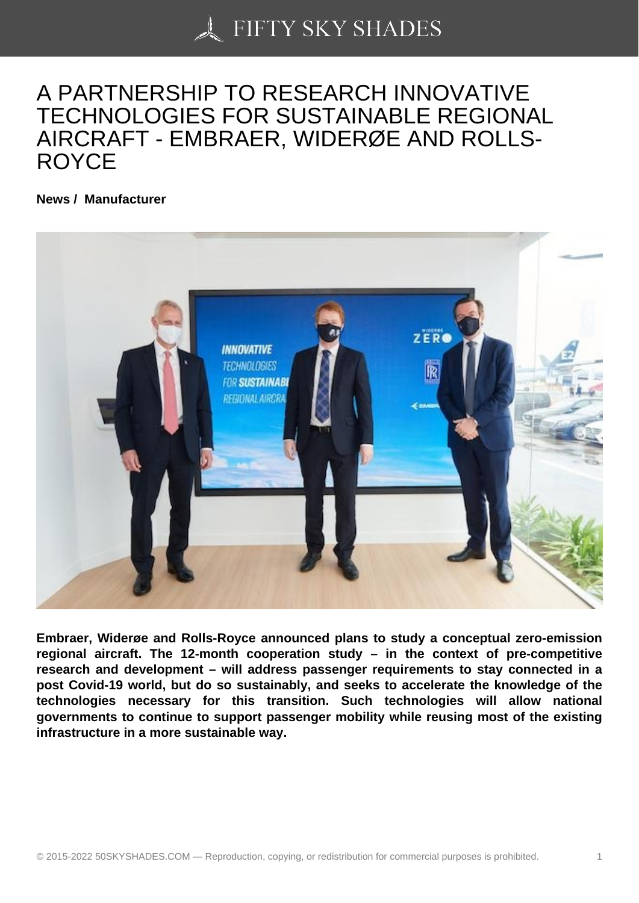# A PARTNERSHIP TO RESEARCH INNOVATIVE TECHNOLOGIES FOR SUSTAINABLE REGIONAL AIRCRAFT - EMBRAER, WIDERØE AND ROLLS-ROYCE

**News / Manufacturer**

**Embraer, Widerøe and Rolls-Royce announced plans to study a conceptual zero-emission regional aircraft. The 12-month cooperation study – in the context of pre-competitive research and development – will address passenger requirements to stay connected in a post Covid-19 world, but do so sustainably, and seeks to accelerate the knowledge of the technologies necessary for this transition. Such technologies will allow national governments to continue to support passenger mobility while reusing most of the existing infrastructure in a more sustainable way.**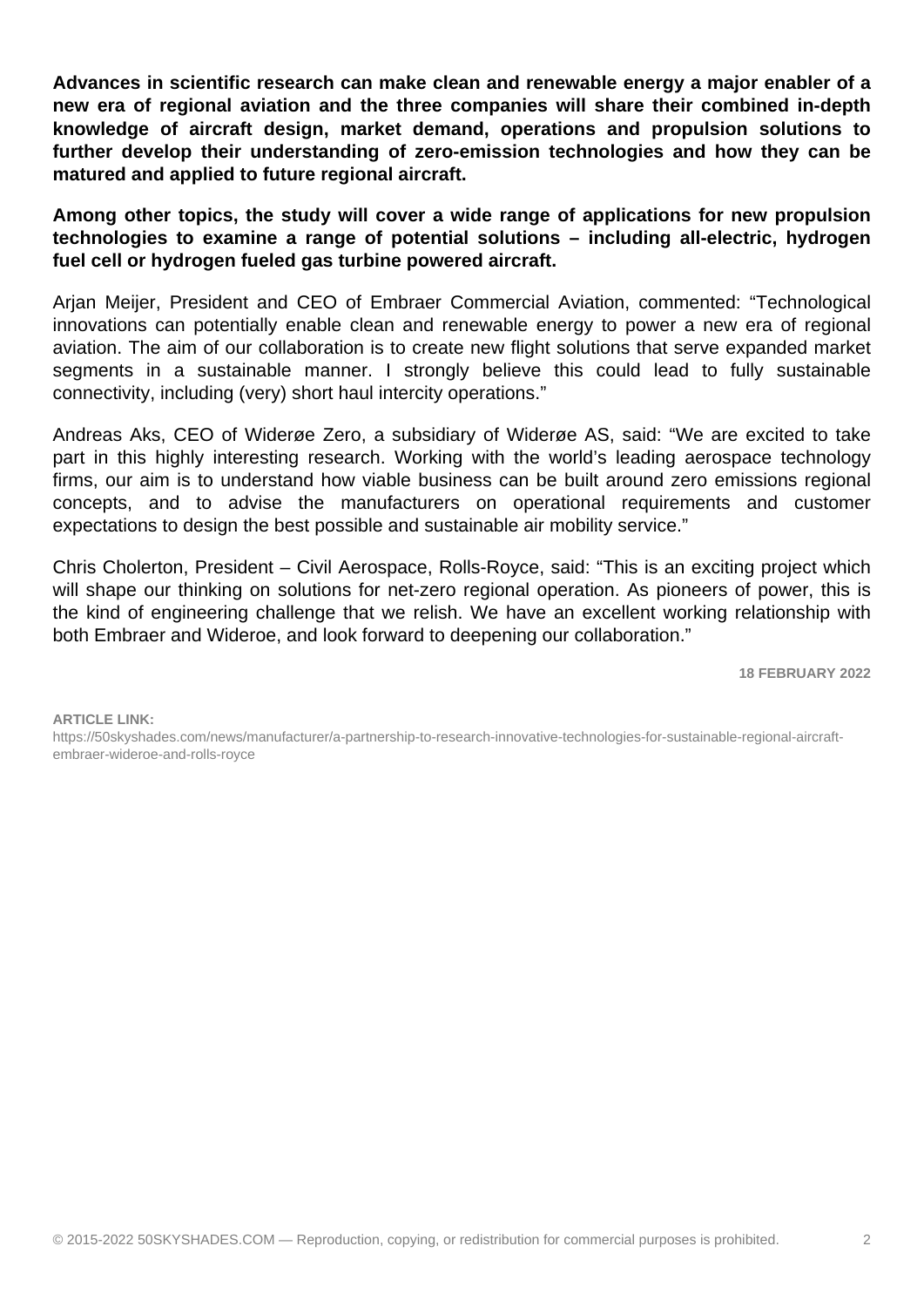**Advances in scientific research can make clean and renewable energy a major enabler of a new era of regional aviation and the three companies will share their combined in-depth knowledge of aircraft design, market demand, operations and propulsion solutions to further develop their understanding of zero-emission technologies and how they can be matured and applied to future regional aircraft.**

**Among other topics, the study will cover a wide range of applications for new propulsion technologies to examine a range of potential solutions – including all-electric, hydrogen fuel cell or hydrogen fueled gas turbine powered aircraft.**

Arjan Meijer, President and CEO of Embraer Commercial Aviation, commented: "Technological innovations can potentially enable clean and renewable energy to power a new era of regional aviation. The aim of our collaboration is to create new flight solutions that serve expanded market segments in a sustainable manner. I strongly believe this could lead to fully sustainable connectivity, including (very) short haul intercity operations."

Andreas Aks, CEO of Widerøe Zero, a subsidiary of Widerøe AS, said: "We are excited to take part in this highly interesting research. Working with the world's leading aerospace technology firms, our aim is to understand how viable business can be built around zero emissions regional concepts, and to advise the manufacturers on operational requirements and customer expectations to design the best possible and sustainable air mobility service."

Chris Cholerton, President – Civil Aerospace, Rolls-Royce, said: "This is an exciting project which will shape our thinking on solutions for net-zero regional operation. As pioneers of power, this is the kind of engineering challenge that we relish. We have an excellent working relationship with both Embraer and Wideroe, and look forward to deepening our collaboration."

**18 FEBRUARY 2022**

**ARTICLE LINK:**
https://50skyshades.com/news/manufacturer/a-partnership-to-research-innovative-technologies-for-sustainable-regional-aircraft-embraer-wideroe-and-rolls-royce

© 2015-2022 50SKYSHADES.COM — Reproduction, copying, or redistribution for commercial purposes is prohibited.